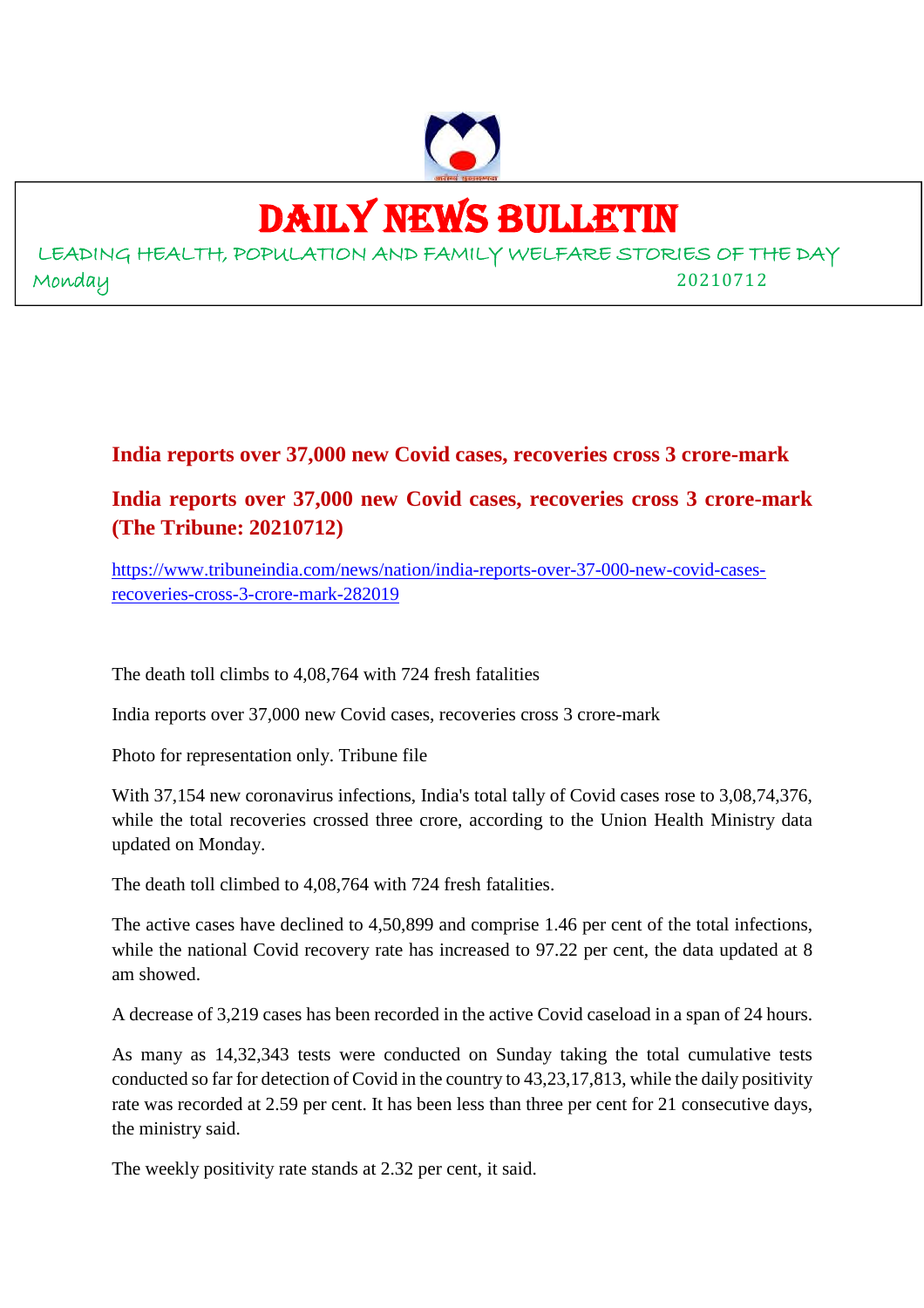# DAILY NEWS BULLETIN

LEADING HEALTH, POPULATION AND FAMILY WELFARE STORIES OF THE DAY

Monday 20210712

## India reports over 37,000 new Covid cases, recoveries cross 3 crore-mark

## India reports over 37,000 new Covid cases, recoveries cross 3 crore-mark (The Tribune: 20210712)

https://www.tribuneindia.com/news/nation/india-reports-over-37-000-new-covid-cases-recoveries-cross-3-crore-mark-282019

The death toll climbs to 4,08,764 with 724 fresh fatalities

India reports over 37,000 new Covid cases, recoveries cross 3 crore-mark

Photo for representation only. Tribune file

With 37,154 new coronavirus infections, India's total tally of Covid cases rose to 3,08,74,376, while the total recoveries crossed three crore, according to the Union Health Ministry data updated on Monday.

The death toll climbed to 4,08,764 with 724 fresh fatalities.

The active cases have declined to 4,50,899 and comprise 1.46 per cent of the total infections, while the national Covid recovery rate has increased to 97.22 per cent, the data updated at 8 am showed.

A decrease of 3,219 cases has been recorded in the active Covid caseload in a span of 24 hours.

As many as 14,32,343 tests were conducted on Sunday taking the total cumulative tests conducted so far for detection of Covid in the country to 43,23,17,813, while the daily positivity rate was recorded at 2.59 per cent. It has been less than three per cent for 21 consecutive days, the ministry said.

The weekly positivity rate stands at 2.32 per cent, it said.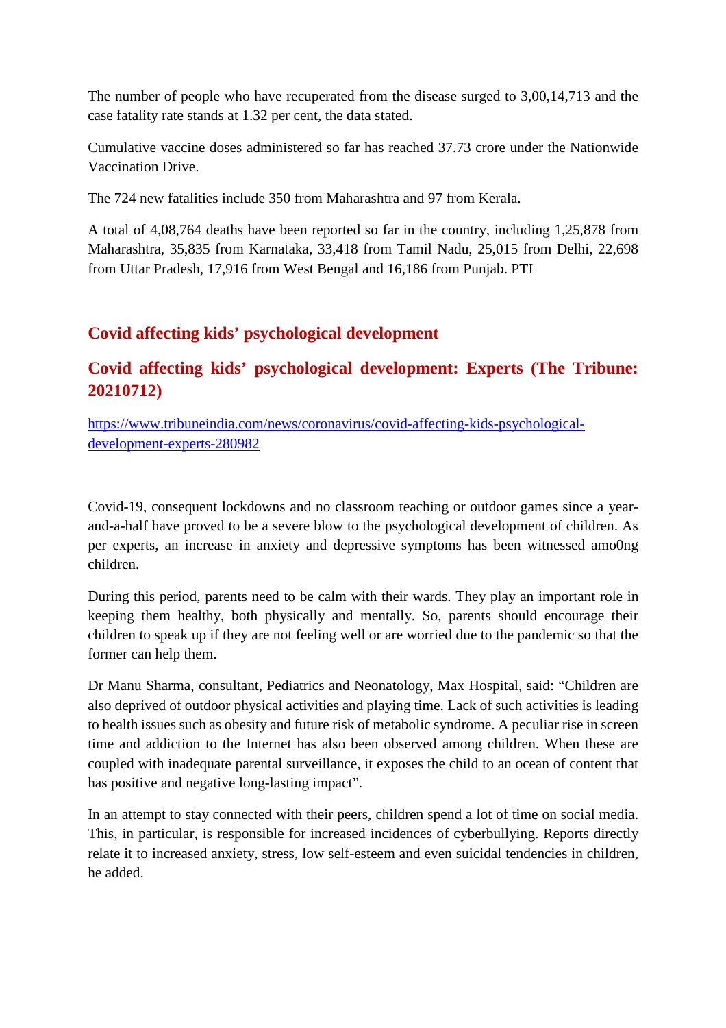The number of people who have recuperated from the disease surged to 3,00,14,713 and the case fatality rate stands at 1.32 per cent, the data stated.

Cumulative vaccine doses administered so far has reached 37.73 crore under the Nationwide Vaccination Drive.

The 724 new fatalities include 350 from Maharashtra and 97 from Kerala.

A total of 4,08,764 deaths have been reported so far in the country, including 1,25,878 from Maharashtra, 35,835 from Karnataka, 33,418 from Tamil Nadu, 25,015 from Delhi, 22,698 from Uttar Pradesh, 17,916 from West Bengal and 16,186 from Punjab. PTI

## Covid affecting kids' psychological development

## Covid affecting kids' psychological development: Experts (The Tribune: 20210712)

https://www.tribuneindia.com/news/coronavirus/covid-affecting-kids-psychological-development-experts-280982

Covid-19, consequent lockdowns and no classroom teaching or outdoor games since a year-and-a-half have proved to be a severe blow to the psychological development of children. As per experts, an increase in anxiety and depressive symptoms has been witnessed amo0ng children.

During this period, parents need to be calm with their wards. They play an important role in keeping them healthy, both physically and mentally. So, parents should encourage their children to speak up if they are not feeling well or are worried due to the pandemic so that the former can help them.

Dr Manu Sharma, consultant, Pediatrics and Neonatology, Max Hospital, said: "Children are also deprived of outdoor physical activities and playing time. Lack of such activities is leading to health issues such as obesity and future risk of metabolic syndrome. A peculiar rise in screen time and addiction to the Internet has also been observed among children. When these are coupled with inadequate parental surveillance, it exposes the child to an ocean of content that has positive and negative long-lasting impact".

In an attempt to stay connected with their peers, children spend a lot of time on social media. This, in particular, is responsible for increased incidences of cyberbullying. Reports directly relate it to increased anxiety, stress, low self-esteem and even suicidal tendencies in children, he added.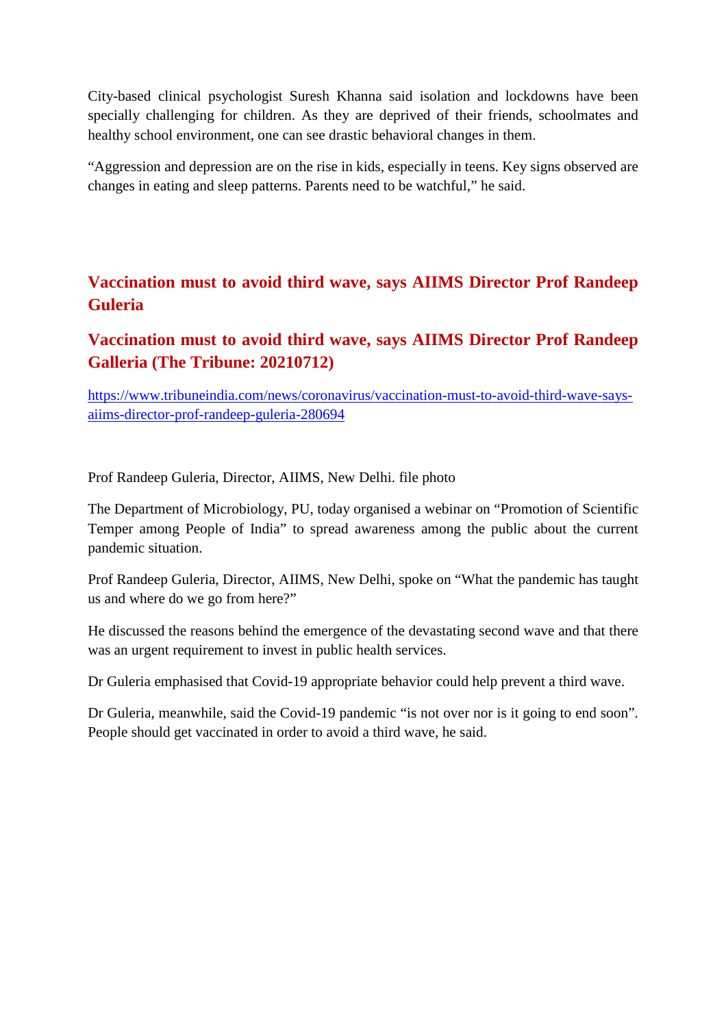City-based clinical psychologist Suresh Khanna said isolation and lockdowns have been specially challenging for children. As they are deprived of their friends, schoolmates and healthy school environment, one can see drastic behavioral changes in them.

“Aggression and depression are on the rise in kids, especially in teens. Key signs observed are changes in eating and sleep patterns. Parents need to be watchful,” he said.

## Vaccination must to avoid third wave, says AIIMS Director Prof Randeep Guleria

## Vaccination must to avoid third wave, says AIIMS Director Prof Randeep Galleria (The Tribune: 20210712)

https://www.tribuneindia.com/news/coronavirus/vaccination-must-to-avoid-third-wave-says-aiims-director-prof-randeep-guleria-280694

Prof Randeep Guleria, Director, AIIMS, New Delhi. file photo

The Department of Microbiology, PU, today organised a webinar on “Promotion of Scientific Temper among People of India” to spread awareness among the public about the current pandemic situation.

Prof Randeep Guleria, Director, AIIMS, New Delhi, spoke on “What the pandemic has taught us and where do we go from here?”

He discussed the reasons behind the emergence of the devastating second wave and that there was an urgent requirement to invest in public health services.

Dr Guleria emphasised that Covid-19 appropriate behavior could help prevent a third wave.

Dr Guleria, meanwhile, said the Covid-19 pandemic “is not over nor is it going to end soon”. People should get vaccinated in order to avoid a third wave, he said.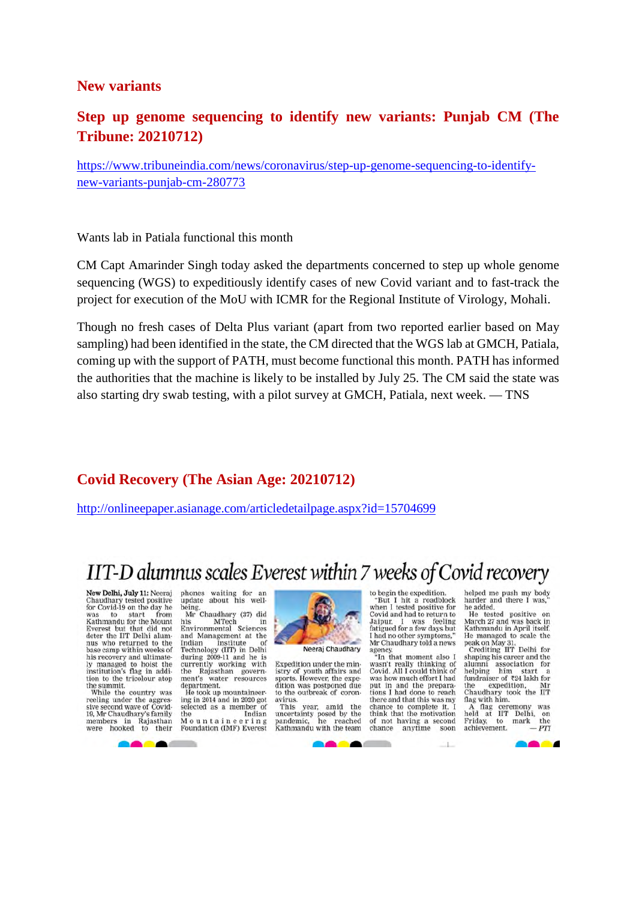## New variants

## Step up genome sequencing to identify new variants: Punjab CM (The Tribune: 20210712)

https://www.tribuneindia.com/news/coronavirus/step-up-genome-sequencing-to-identify-new-variants-punjab-cm-280773

Wants lab in Patiala functional this month

CM Capt Amarinder Singh today asked the departments concerned to step up whole genome sequencing (WGS) to expeditiously identify cases of new Covid variant and to fast-track the project for execution of the MoU with ICMR for the Regional Institute of Virology, Mohali.

Though no fresh cases of Delta Plus variant (apart from two reported earlier based on May sampling) had been identified in the state, the CM directed that the WGS lab at GMCH, Patiala, coming up with the support of PATH, must become functional this month. PATH has informed the authorities that the machine is likely to be installed by July 25. The CM said the state was also starting dry swab testing, with a pilot survey at GMCH, Patiala, next week. — TNS

## Covid Recovery (The Asian Age: 20210712)

http://onlineepaper.asianage.com/articledetailpage.aspx?id=15704699

# IIT-D alumnus scales Everest within 7 weeks of Covid recovery

**New Delhi, July 11:** Neeraj Chaudhary tested positive for Covid-19 on the day he was to start from Kathmandu for the Mount Everest but that did not deter the IIT Delhi alumnus who returned to the base camp within weeks of his recovery and ultimately managed to hoist the institution's flag in addition to the tricolour atop the summit.

While the country was reeling under the aggressive second wave of Covid-19, Mr Chaudhary's family members in Rajasthan were hooked to their phones waiting for an update about his well-being.

Mr Chaudhary (37) did his MTech in Environmental Sciences and Management at the Indian Institute of Technology (IIT) in Delhi during 2009-11 and he is currently working with the Rajasthan government's water resources department.

He took up mountaineering in 2014 and in 2020 got selected as a member of the Indian Mountaineering Foundation (IMF) Everest

Neeraj Chaudhary

Expedition under the ministry of youth affairs and sports. However, the expedition was postponed due to the outbreak of coronavirus.

This year, amid the uncertainty posed by the pandemic, he reached Kathmandu with the team to begin the expedition.

"But I hit a roadblock when I tested positive for Covid and had to return to Jaipur. I was feeling fatigued for a few days but I had no other symptoms," Mr Chaudhary told a news agency.

"In that moment also I wasn't really thinking of Covid. All I could think of was how much effort I had put in and the preparations I had done to reach there and that this was my chance to complete it. I think that the motivation of not having a second chance anytime soon helped me push my body harder and there I was," he added.

He tested positive on March 27 and was back in Kathmandu in April itself. He managed to scale the peak on May 31.

Crediting IIT Delhi for shaping his career and the alumni association for helping him start a fundraiser of ₹24 lakh for the expedition, Mr Chaudhary took the IIT flag with him.

A flag ceremony was held at IIT Delhi, on Friday, to mark the achievement. — *PTI*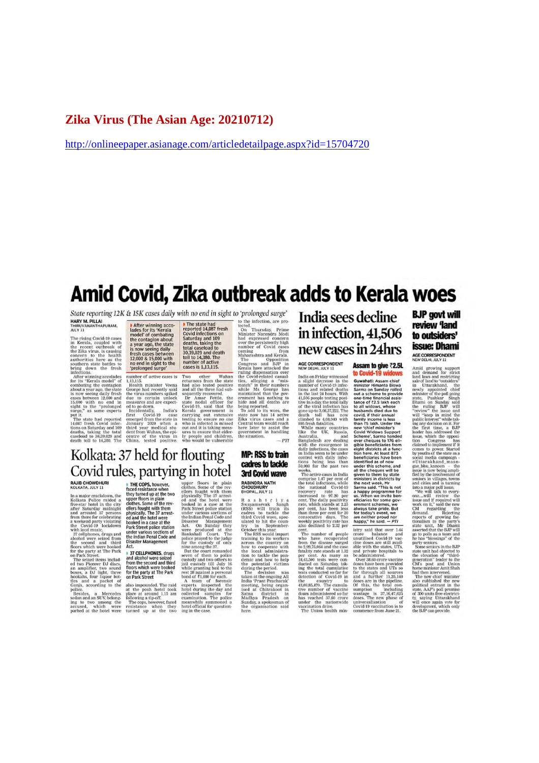## Zika Virus (The Asian Age: 20210712)

http://onlineepaper.asianage.com/articledetailpage.aspx?id=15704720

# Amid Covid, Zika outbreak adds to Kerala woes

*State reporting 12K & 15K cases daily with no end in sight to 'prolonged surge'*

**HARY M. PILLAI**
THIRUVANANTHAPURAM, JULY 11

The rising Covid-19 cases in Kerala, coupled with the recent outbreak of the Zika virus, is causing concern to the health authorities here as the southern state battles to bring down the fresh infections.

After winning accolades for its "Kerala model" of combating the contagion about a year ago, the state is now seeing daily fresh cases between 12,000 and 15,000 with no end in sight to the "prolonged surge," as some experts put it.

The state had reported 14,087 fresh Covid infections on Saturday and 109 deaths, taking the total caseload to 30,39,029 and death toll to 14,380. The number of active cases is 1,13,115.

Health minister Veena George had recently said the virus numbers spiked due to certain unlock measures and are expected to go down.

Incidentally, India's first Covid-19 case emerged from the state in January 2020 when a third year medical student from Wuhan, the epicentre of the virus in China, tested positive. Two other Wuhan returnees from the state had also tested positive and all the three had subsequently recovered.

Dr Amar Fettle, the state nodal officer for Covid-19, said that the Kerala government is carrying out extensive testing to ensure no one who is infected is missed out and it is taking measures to ensure that elderly people and children, who would be vulnerable to the infection, are protected.

On Thursday, Prime Minister Narendra Modi had expressed concern over the persistently high number of Covid cases coming from Maharashtra and Kerala.

The Opposition Congress and BJP in Kerala have attacked the ruling dispensation over the Covid-related casualties, alleging a "mismatch" in their numbers while Ms George has maintained that the government has nothing to hide and all deaths are being reported.

To add to its woes, the state now has 14 active Zika virus cases and a Central team would reach here later to assist the government in handling the situation. — PTI

> ▸ After winning accolades for its 'Kerala model' of combating the contagion about a year ago, the state is now seeing daily fresh cases between 12,000 & 15,000 with no end in sight to the 'prolonged surge'

> ▸ The state had reported 14,087 fresh Covid infections on Saturday and 109 deaths, taking the total caseload to 30,39,029 and death toll to 14,380. The number of active cases is 1,13,115.

# Kolkata: 37 held for flouting Covid rules, partying in hotel

**RAJIB CHOWDHURI**
KOLKATA, JULY 11

In a major crackdown, the Kolkata Police raided a five-star hotel in the city after Saturday midnight and arrested 37 persons from there for celebrating a weekend party violating the Covid-19 lockdown with loud music.

37 cellphones, drugs and alcohol were seized from the second and third floors which were booked for the party at The Park on Park Street.

The seized items included two Pioneer DJ discs, an amplifier, two sound boxes, a DJ light, three hookahs, four liquor bottles and a packet of Ganja, according to the police.

Besides, a Mercedes sedan and an SUV, belonging to two among the accused, which were parked at the hotel were also impounded. The raid at the posh hotel took place at around 1.15 am following a tip-off.

The cops, however, faced resistance when they turned up at the two upper floors in plain clothes. Some of the revellers fought with them physically. The 37 arrested and the hotel were booked in a case at the Park Street police station under various sections of the Indian Penal Code and Disaster Management Act. On Sunday they were produced at the Bankshall Court. The police prayed to the judge for the custody of only nine among the 37.

But the court remanded seven of them to police custody and two others to jail custody till July 16 while granting bail to the rest 28 against a personal bond of ₹1,000 for each.

A team of forensic experts inspected the hotel during the day and collected samples for examination. The police meanwhile summoned a hotel official for questioning in the case.

> ▸ THE COPS, however, faced resistance when they turned up at the two upper floors in plain clothes. Some of the revellers fought with them physically. The 37 arrested and the hotel were booked in a case at the Park Street police station under various sections of the Indian Penal Code and the Disaster Management Act.

> ▸ 37 CELLPHONES, drugs and alcohol were seized from the second and third floors which were booked for the party at The Park on Park Street

# India sees decline in infection, 41,506 new cases in 24hrs

**AGE CORRESPONDENT**
NEW DELHI, JULY 11

India on Friday witnessed a slight decrease in the number of Covid-19 infections and related deaths in the last 24 hours. With 41,506 people testing positive in a day, the total tally of the viral infection has gone up to 3,08,37,222. The death toll has now climbed to 4,08,040 with 895 fresh fatalities.

While many countries like the UK, Russia, Australia, and Bangladesh are dealing with the resurgence in daily infections, the cases in India seem to be under control with daily infections being less than 50,000 for the past two weeks.

The active cases in India comprise 1.47 per cent of the total infections, while the national Covid-19 recovery rate has increased to 97.20 per cent. The daily positivity rate, which stands at 2.25 per cent, has been less than three per cent for 20 consecutive days. The weekly positivity rate has also declined to 2.32 per cent.

The number of people who have recuperated from the disease surged to 2,99,75,064 and the case fatality rate stands at 1.32 per cent. As many as 18,43,500 tests were conducted on Saturday, taking the total cumulative tests conducted so far for detection of Covid-19 in the country to 43,08,85,470. The cumulative number of vaccine doses administered so far has reached 37.60 crore under the nationwide vaccination drive.

The Union health ministry said that over 1.44 crore balance and unutilised Covid-19 vaccine doses are still available with the states, UTs, and private hospitals to be administered.

Over 38.60 crore vaccine doses have been provided to the states and UTs so far through all sources and a further 11,25,140 doses are in the pipeline. Of this, the total consumption including wastage is 37,16,47,625 doses. The new phase of universalisation of Covid-19 vaccination is to commence from June 21.

## Assam to give ₹2.5L to Covid-19 widows

**Guwahati:** Assam chief minister Himanta Biswa Sarma on Sunday rolled out a scheme to provide one-time financial assistance of ₹2.5 lakh each to all widows, whose husbands died due to covid, if their annual family income is less than ₹5 lakh. Under the new 'chief minister's Covid Widows Support Scheme', Sarma handed over cheques to 176 eligible beneficiaries from eight districts at a function here. At least 873 beneficiaries have been identified as of now under this scheme, and all the cheques will be given to them by state ministers in districts by the next week, Mr Sarma said. "This is not a happy programme for us. When we invite beneficiaries for some government schemes, we always take pride. But for today's event, we are neither proud nor happy," he said. — PTI

# MP: RSS to train cadres to tackle 3rd Covid wave

**RABINDRA NATH CHOUDHURY**
BHOPAL, JULY 11

Rashtriya Swayamsevak Sangh (RSS) will train its cadres to tackle the third Covid wave, speculated to hit the country in September-October this year.

The RSS would impart training to its workers across the country on how to cooperate with the local administration to tackle the pandemic and how to help the potential victims during the period.

The decision was taken at the ongoing All India 'Prant Pracharak' meeting, being organised at Chitrakoot in Satna district in Madhya Pradesh on Sunday, a spokesman of the organisation said here.

# BJP govt will review 'land to outsiders' issue: Dhami

**AGE CORRESPONDENT**
NEW DELHI, JULY 11

Amid growing support and demand for strict land laws and restricting sale of land to "outsiders" in Uttarakhand, the newly appointed chief minister of the poll going state, Pushkar Singh Dhami on Sunday said the ruling BJP will "review" the issue and will "keep in mind the public interest" while taking any decision on it. For the first time, a BJP leader has addressed the issue, which the opposition Congress has claimed to implement if it comes to power. Started by youths of the state as a social media campaign - #Uttarakhand_maange_bhu_kanoon - the issue is now being amplified by the involvement of seniors in villages, towns and cities and is turning into a major poll issue.

"We will talk to everyone....will review the issue and if required will work on it," said the new CM regarding the demand. Rejecting reports of growing factionalism in the party's state unit, Mr Dhami asserted that the BJP will go to polls as a team and he has "blessings" of the party seniors.

Some seniors in the BJP state unit had objected to the elevation of "third-generation" leader to the CM's post and Union home minister Amit Shah had then intervened.

The new chief minister also rubbished the new political entrant in the state, AAP's poll promise of 300 units free electricity, saying Uttarakhand will once again vote for development, which only the BJP can provide.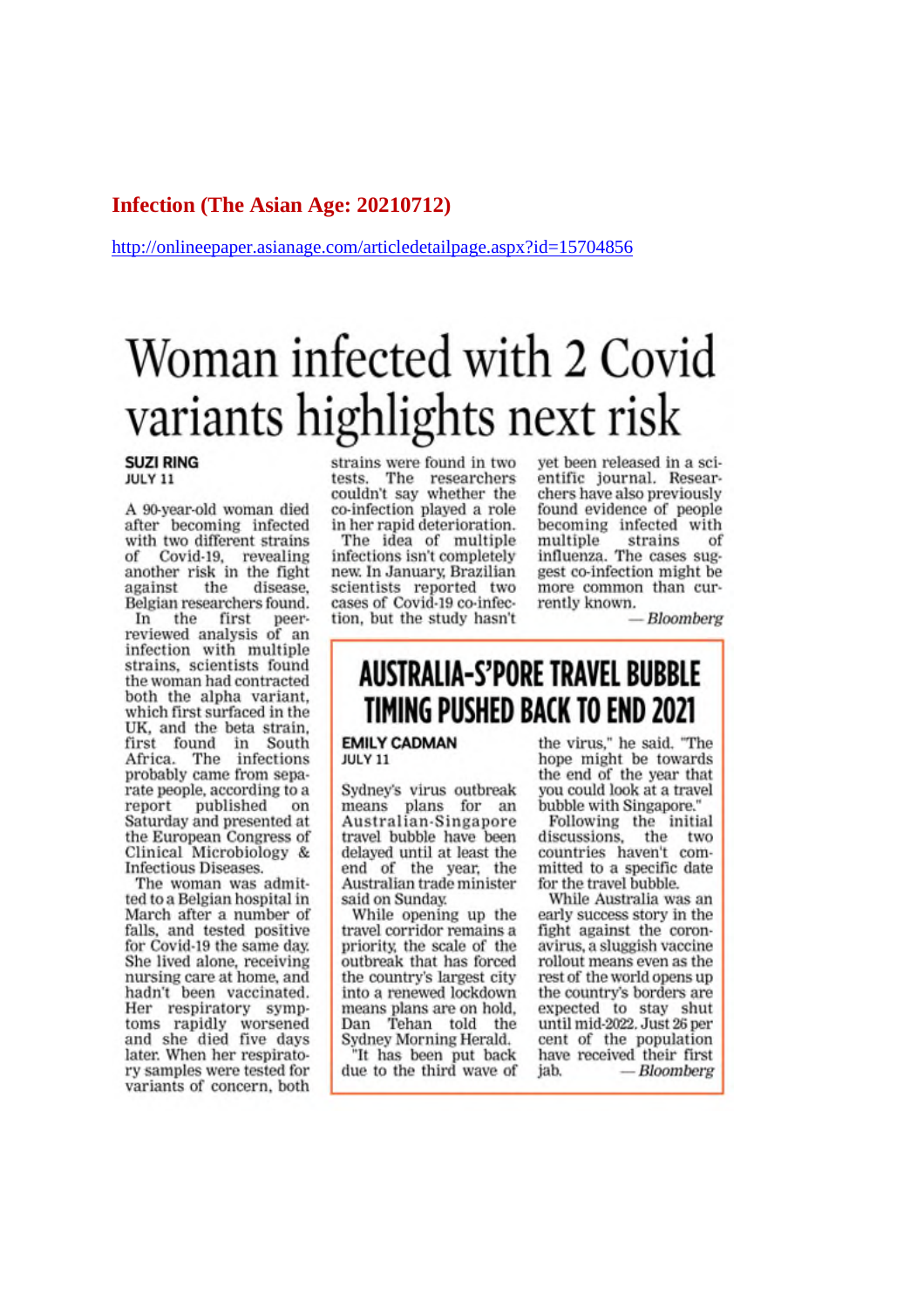**Infection (The Asian Age: 20210712)**

http://onlineepaper.asianage.com/articledetailpage.aspx?id=15704856

# Woman infected with 2 Covid variants highlights next risk

**SUZI RING**
**JULY 11**

A 90-year-old woman died after becoming infected with two different strains of Covid-19, revealing another risk in the fight against the disease, Belgian researchers found.

In the first peer-reviewed analysis of an infection with multiple strains, scientists found the woman had contracted both the alpha variant, which first surfaced in the UK, and the beta strain, first found in South Africa. The infections probably came from separate people, according to a report published on Saturday and presented at the European Congress of Clinical Microbiology & Infectious Diseases.

The woman was admitted to a Belgian hospital in March after a number of falls, and tested positive for Covid-19 the same day. She lived alone, receiving nursing care at home, and hadn't been vaccinated. Her respiratory symptoms rapidly worsened and she died five days later. When her respiratory samples were tested for variants of concern, both strains were found in two tests. The researchers couldn't say whether the co-infection played a role in her rapid deterioration.

The idea of multiple infections isn't completely new. In January, Brazilian scientists reported two cases of Covid-19 co-infection, but the study hasn't yet been released in a scientific journal. Researchers have also previously found evidence of people becoming infected with multiple strains of influenza. The cases suggest co-infection might be more common than currently known.

*— Bloomberg*

## AUSTRALIA-S'PORE TRAVEL BUBBLE TIMING PUSHED BACK TO END 2021

**EMILY CADMAN**
**JULY 11**

Sydney's virus outbreak means plans for an Australian-Singapore travel bubble have been delayed until at least the end of the year, the Australian trade minister said on Sunday.

While opening up the travel corridor remains a priority, the scale of the outbreak that has forced the country's largest city into a renewed lockdown means plans are on hold, Dan Tehan told the Sydney Morning Herald.

"It has been put back due to the third wave of the virus," he said. "The hope might be towards the end of the year that you could look at a travel bubble with Singapore."

Following the initial discussions, the two countries haven't committed to a specific date for the travel bubble.

While Australia was an early success story in the fight against the coronavirus, a sluggish vaccine rollout means even as the rest of the world opens up the country's borders are expected to stay shut until mid-2022. Just 26 per cent of the population have received their first jab.

*— Bloomberg*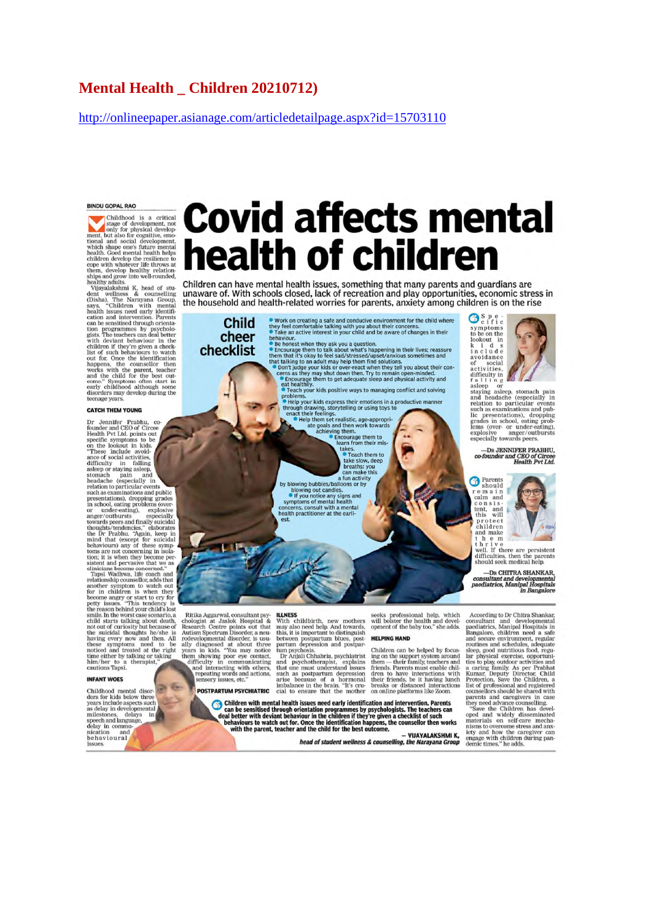# Mental Health _ Children 20210712)

http://onlineepaper.asianage.com/articledetailpage.aspx?id=15703110

BINDU GOPAL RAO

# Covid affects mental health of children

Children can have mental health issues, something that many parents and guardians are unaware of. With schools closed, lack of recreation and play opportunities, economic stress in the household and health-related worries for parents, anxiety among children is on the rise

Childhood is a critical stage of development, not only for physical development, but also for cognitive, emotional and social development, which shape one's future mental health. Good mental health helps children develop the resilience to cope with whatever life throws at them, develop healthy relationships and grow into well-rounded, healthy adults.

Vijayalakshmi K, head of student wellness & counselling (Disha), The Narayana Group, says, "Children with mental health issues need early identification and intervention. Parents can be sensitised through orientation programmes by psychologists. The teachers can deal better with deviant behaviour in the children if they're given a checklist of such behaviours to watch out for. Once the identification happens, the counsellor then works with the parent, teacher and the child for the best outcome." Symptoms often start in early childhood although some disorders may develop during the teenage years.

## CATCH THEM YOUNG

Dr Jennifer Prabhu, co-founder and CEO of Circee Health Pvt Ltd. points out specific symptoms to be on the lookout in kids. "These include avoidance of social activities, difficulty in falling asleep or staying asleep, stomach pain and headache (especially in relation to particular events such as examinations and public presentations), dropping grades in school, eating problems (over- or under-eating), explosive anger/outbursts especially towards peers and finally suicidal thoughts/tendencies," elaborates the Dr Prabhu. "Again, keep in mind that (except for suicidal behaviours) any of these symptoms are not concerning in isolation; it is when they become persistent and pervasive that we as clinicians become concerned."

Tapsi Wadhwa, life coach and relationship counsellor, adds that another symptom to watch out for in children is when they become angry or start to cry for petty issues. "This tendency is the reason behind your child's lost smile. In the worst case scenario, a child starts talking about death, not out of curiosity but because of the suicidal thoughts he/she is having every now and then. All these symptoms need to be noticed and treated at the right time either by talking or taking him/her to a therapist," cautions Tapsi.

## INFANT WOES

Childhood mental disorders for kids below three years include aspects such as delay in developmental milestones, delays in speech and language, delay in communication and behavioural issues.

Ritika Aggarwal, consultant psychologist at Jaslok Hospital & Research Centre points out that Autism Spectrum Disorder, a neurodevelopmental disorder, is usually diagnosed at about three years in kids. "You may notice them showing poor eye contact, difficulty in communicating and interacting with others, repeating words and actions, sensory issues, etc."

## POSTPARTUM PSYCHIATRIC ILLNESS

With childbirth, new mothers may also need help. And towards this, it is important to distinguish between postpartum blues, postpartum depression and postpartum psychosis.

Dr Anjali Chhabria, psychiatrist and psychotherapist, explains that one must understand issues such as postpartum depression arise because of a hormonal imbalance in the brain. "It's crucial to ensure that the mother seeks professional help, which will bolster the health and development of the baby too," she adds.

## HELPING HAND

Children can be helped by focusing on the support system around them — their family, teachers and friends. Parents must enable children to have interactions with their friends, be it having lunch breaks or distanced interactions on online platforms like Zoom.

According to Dr Chitra Shankar, consultant and developmental paediatrics, Manipal Hospitals in Bangalore, children need a safe and secure environment, regular routines and schedules, adequate sleep, good nutritious food, regular physical exercise, opportunities to play, outdoor activities and a caring family. As per Prabhat Kumar, Deputy Director, Child Protection, Save the Children, a list of professional and registered counsellors should be shared with parents and caregivers in case they need advance counselling.

"Save the Children has developed and widely disseminated materials on self-care mechanisms to overcome stress and anxiety and how the caregiver can engage with children during pandemic times," he adds.

## Child cheer checklist

- Work on creating a safe and conducive environment for the child where they feel comfortable talking with you about their concerns.
- Take an active interest in your child and be aware of changes in their behaviour.
- Be honest when they ask you a question.
- Encourage them to talk about what's happening in their lives; reassure them that it's okay to feel sad/stressed/upset/anxious sometimes and that talking to an adult may help them find solutions.
- Don't judge your kids or over-react when they tell you about their concerns as they may shut down then. Try to remain open-minded.
- Encourage them to get adequate sleep and physical activity and eat healthily.
- Teach your kids positive ways to managing conflict and solving problems.
- Help your kids express their emotions in a productive manner through drawing, storytelling or using toys to enact their feelings.
- Help them set realistic, age-appropriate goals and then work towards achieving them.
- Encourage them to learn from their mistakes.
- Teach them to take slow, deep breaths; you can make this a fun activity by blowing bubbles/balloons or by blowing out candles.
- If you notice any signs and symptoms of mental health concerns, consult with a mental health practitioner at the earliest.

> Specific symptoms to be on the lookout in kids include avoidance of social activities, difficulty in falling asleep or staying asleep, stomach pain and headache (especially in relation to particular events such as examinations and public presentations), dropping grades in school, eating problems (over- or under-eating), explosive anger/outbursts especially towards peers.
>
> —Dr JENNIFER PRABHU, *co-founder and CEO of Circee Health Pvt Ltd.*

> Parents should remain calm and consistent, and this will protect children and make them thrive well. If there are persistent difficulties, then the parents should seek medical help.
>
> —Dr CHITRA SHANKAR, *consultant and developmental paediatrics, Manipal Hospitals in Bangalore*

> Children with mental health issues need early identification and intervention. Parents can be sensitised through orientation programmes by psychologists. The teachers can deal better with deviant behaviour in the children if they're given a checklist of such behaviours to watch out for. Once the identification happens, the counsellor then works with the parent, teacher and the child for the best outcome.
>
> — VIJAYALAKSHMI K, *head of student wellness & counselling, the Narayana Group*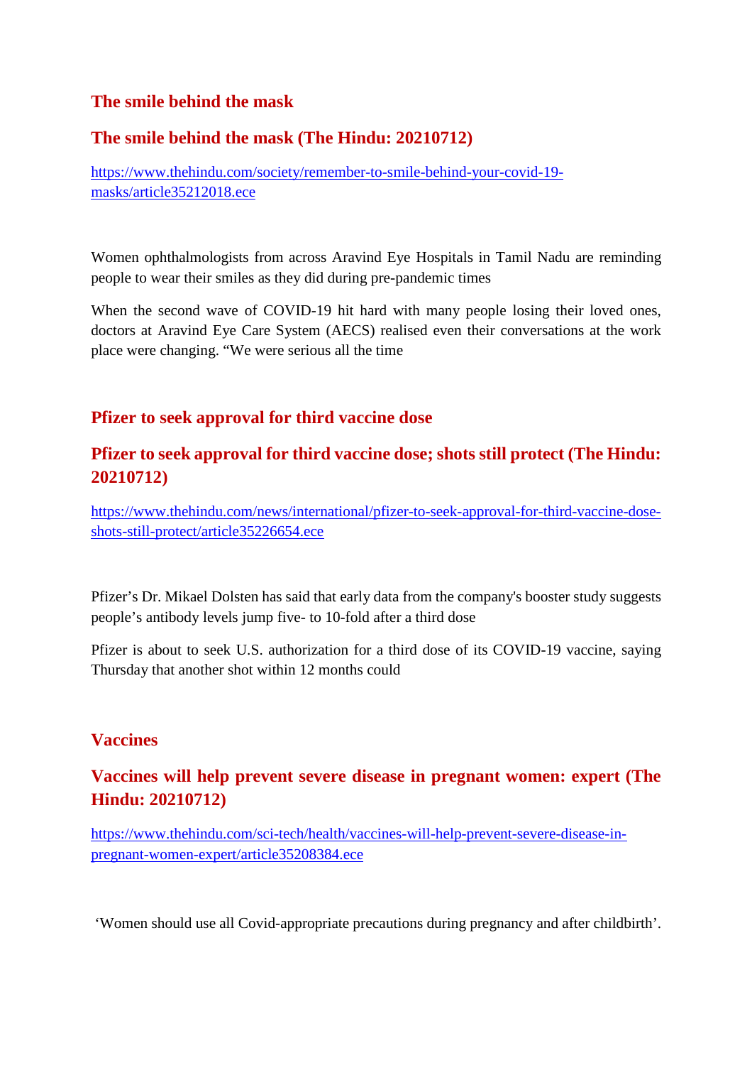## The smile behind the mask

## The smile behind the mask (The Hindu: 20210712)

[https://www.thehindu.com/society/remember-to-smile-behind-your-covid-19-masks/article35212018.ece](https://www.thehindu.com/society/remember-to-smile-behind-your-covid-19-masks/article35212018.ece)

Women ophthalmologists from across Aravind Eye Hospitals in Tamil Nadu are reminding people to wear their smiles as they did during pre-pandemic times

When the second wave of COVID-19 hit hard with many people losing their loved ones, doctors at Aravind Eye Care System (AECS) realised even their conversations at the work place were changing. “We were serious all the time

## Pfizer to seek approval for third vaccine dose

## Pfizer to seek approval for third vaccine dose; shots still protect (The Hindu: 20210712)

[https://www.thehindu.com/news/international/pfizer-to-seek-approval-for-third-vaccine-dose-shots-still-protect/article35226654.ece](https://www.thehindu.com/news/international/pfizer-to-seek-approval-for-third-vaccine-dose-shots-still-protect/article35226654.ece)

Pfizer’s Dr. Mikael Dolsten has said that early data from the company's booster study suggests people’s antibody levels jump five- to 10-fold after a third dose

Pfizer is about to seek U.S. authorization for a third dose of its COVID-19 vaccine, saying Thursday that another shot within 12 months could

## Vaccines

## Vaccines will help prevent severe disease in pregnant women: expert (The Hindu: 20210712)

[https://www.thehindu.com/sci-tech/health/vaccines-will-help-prevent-severe-disease-in-pregnant-women-expert/article35208384.ece](https://www.thehindu.com/sci-tech/health/vaccines-will-help-prevent-severe-disease-in-pregnant-women-expert/article35208384.ece)

‘Women should use all Covid-appropriate precautions during pregnancy and after childbirth’.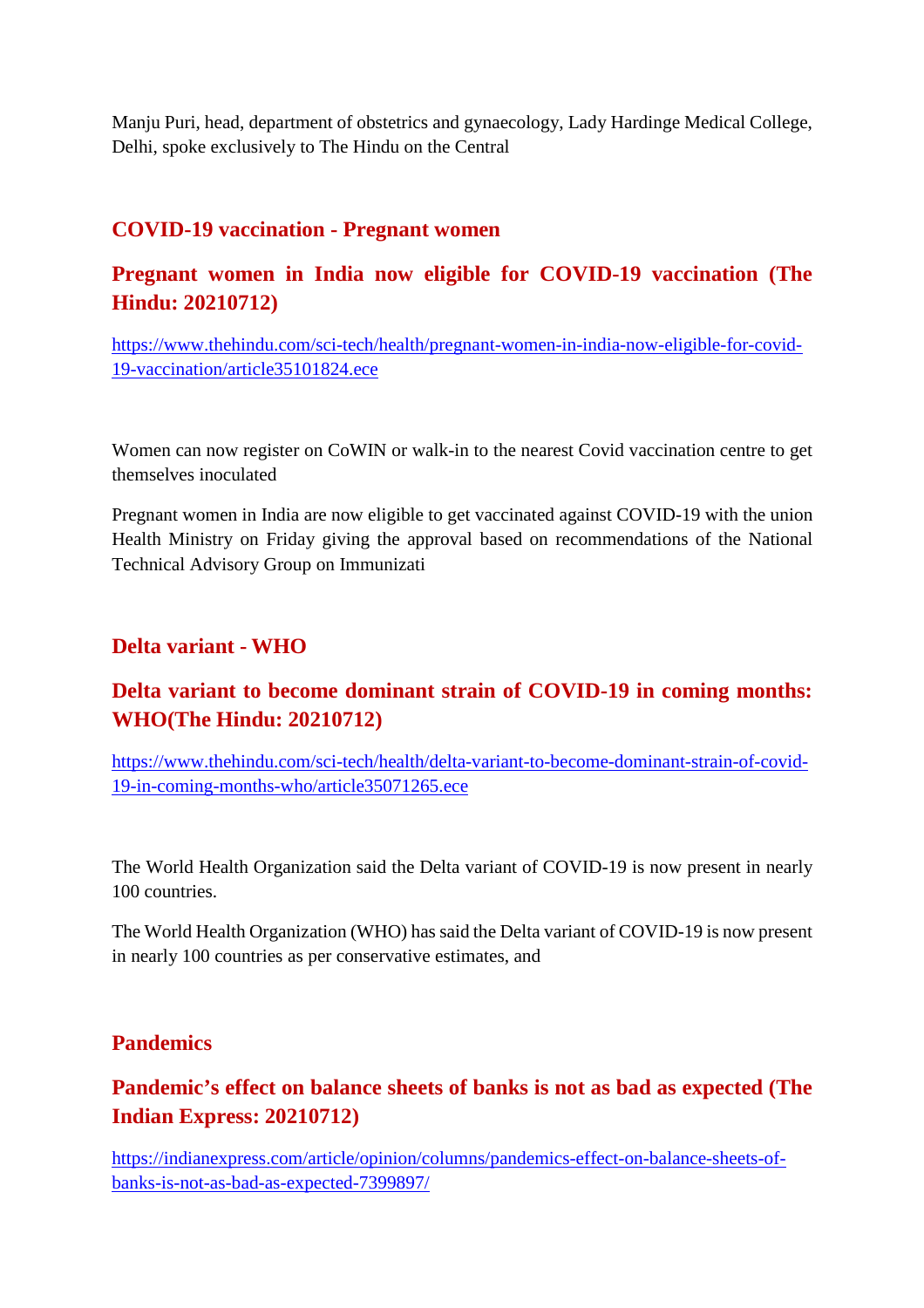Manju Puri, head, department of obstetrics and gynaecology, Lady Hardinge Medical College, Delhi, spoke exclusively to The Hindu on the Central

## COVID-19 vaccination - Pregnant women

## Pregnant women in India now eligible for COVID-19 vaccination (The Hindu: 20210712)

https://www.thehindu.com/sci-tech/health/pregnant-women-in-india-now-eligible-for-covid-19-vaccination/article35101824.ece

Women can now register on CoWIN or walk-in to the nearest Covid vaccination centre to get themselves inoculated

Pregnant women in India are now eligible to get vaccinated against COVID-19 with the union Health Ministry on Friday giving the approval based on recommendations of the National Technical Advisory Group on Immunizati

## Delta variant - WHO

## Delta variant to become dominant strain of COVID-19 in coming months: WHO(The Hindu: 20210712)

https://www.thehindu.com/sci-tech/health/delta-variant-to-become-dominant-strain-of-covid-19-in-coming-months-who/article35071265.ece

The World Health Organization said the Delta variant of COVID-19 is now present in nearly 100 countries.

The World Health Organization (WHO) has said the Delta variant of COVID-19 is now present in nearly 100 countries as per conservative estimates, and

## Pandemics

## Pandemic's effect on balance sheets of banks is not as bad as expected (The Indian Express: 20210712)

https://indianexpress.com/article/opinion/columns/pandemics-effect-on-balance-sheets-of-banks-is-not-as-bad-as-expected-7399897/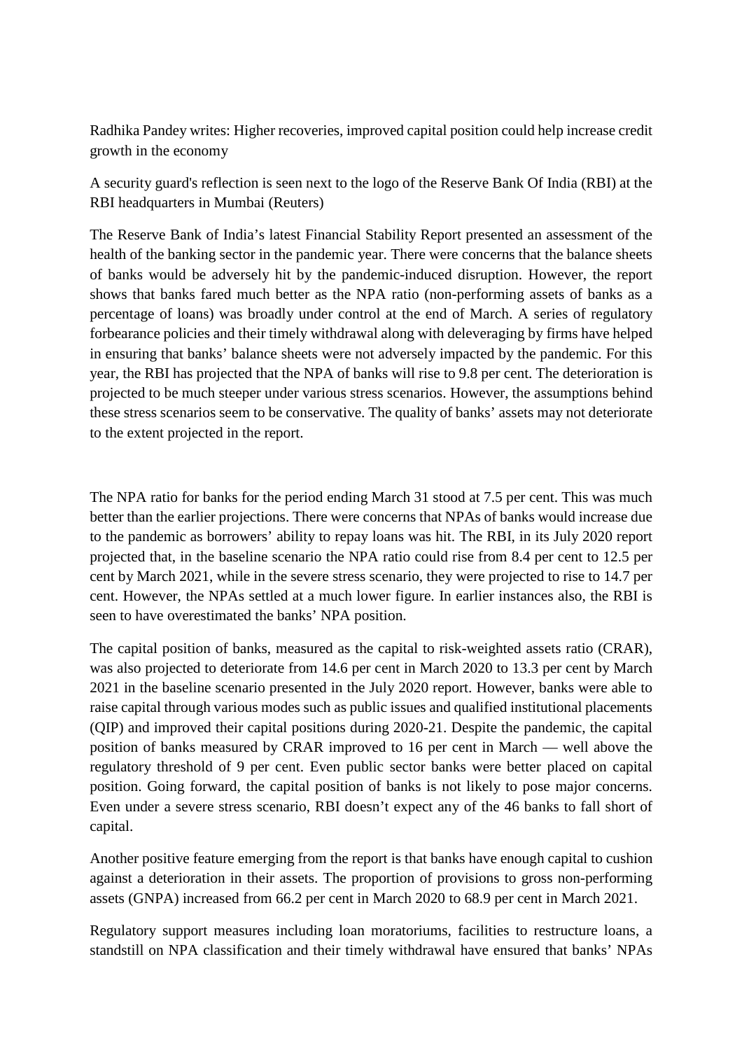Radhika Pandey writes: Higher recoveries, improved capital position could help increase credit growth in the economy

A security guard's reflection is seen next to the logo of the Reserve Bank Of India (RBI) at the RBI headquarters in Mumbai (Reuters)

The Reserve Bank of India's latest Financial Stability Report presented an assessment of the health of the banking sector in the pandemic year. There were concerns that the balance sheets of banks would be adversely hit by the pandemic-induced disruption. However, the report shows that banks fared much better as the NPA ratio (non-performing assets of banks as a percentage of loans) was broadly under control at the end of March. A series of regulatory forbearance policies and their timely withdrawal along with deleveraging by firms have helped in ensuring that banks' balance sheets were not adversely impacted by the pandemic. For this year, the RBI has projected that the NPA of banks will rise to 9.8 per cent. The deterioration is projected to be much steeper under various stress scenarios. However, the assumptions behind these stress scenarios seem to be conservative. The quality of banks' assets may not deteriorate to the extent projected in the report.

The NPA ratio for banks for the period ending March 31 stood at 7.5 per cent. This was much better than the earlier projections. There were concerns that NPAs of banks would increase due to the pandemic as borrowers' ability to repay loans was hit. The RBI, in its July 2020 report projected that, in the baseline scenario the NPA ratio could rise from 8.4 per cent to 12.5 per cent by March 2021, while in the severe stress scenario, they were projected to rise to 14.7 per cent. However, the NPAs settled at a much lower figure. In earlier instances also, the RBI is seen to have overestimated the banks' NPA position.

The capital position of banks, measured as the capital to risk-weighted assets ratio (CRAR), was also projected to deteriorate from 14.6 per cent in March 2020 to 13.3 per cent by March 2021 in the baseline scenario presented in the July 2020 report. However, banks were able to raise capital through various modes such as public issues and qualified institutional placements (QIP) and improved their capital positions during 2020-21. Despite the pandemic, the capital position of banks measured by CRAR improved to 16 per cent in March — well above the regulatory threshold of 9 per cent. Even public sector banks were better placed on capital position. Going forward, the capital position of banks is not likely to pose major concerns. Even under a severe stress scenario, RBI doesn't expect any of the 46 banks to fall short of capital.

Another positive feature emerging from the report is that banks have enough capital to cushion against a deterioration in their assets. The proportion of provisions to gross non-performing assets (GNPA) increased from 66.2 per cent in March 2020 to 68.9 per cent in March 2021.

Regulatory support measures including loan moratoriums, facilities to restructure loans, a standstill on NPA classification and their timely withdrawal have ensured that banks' NPAs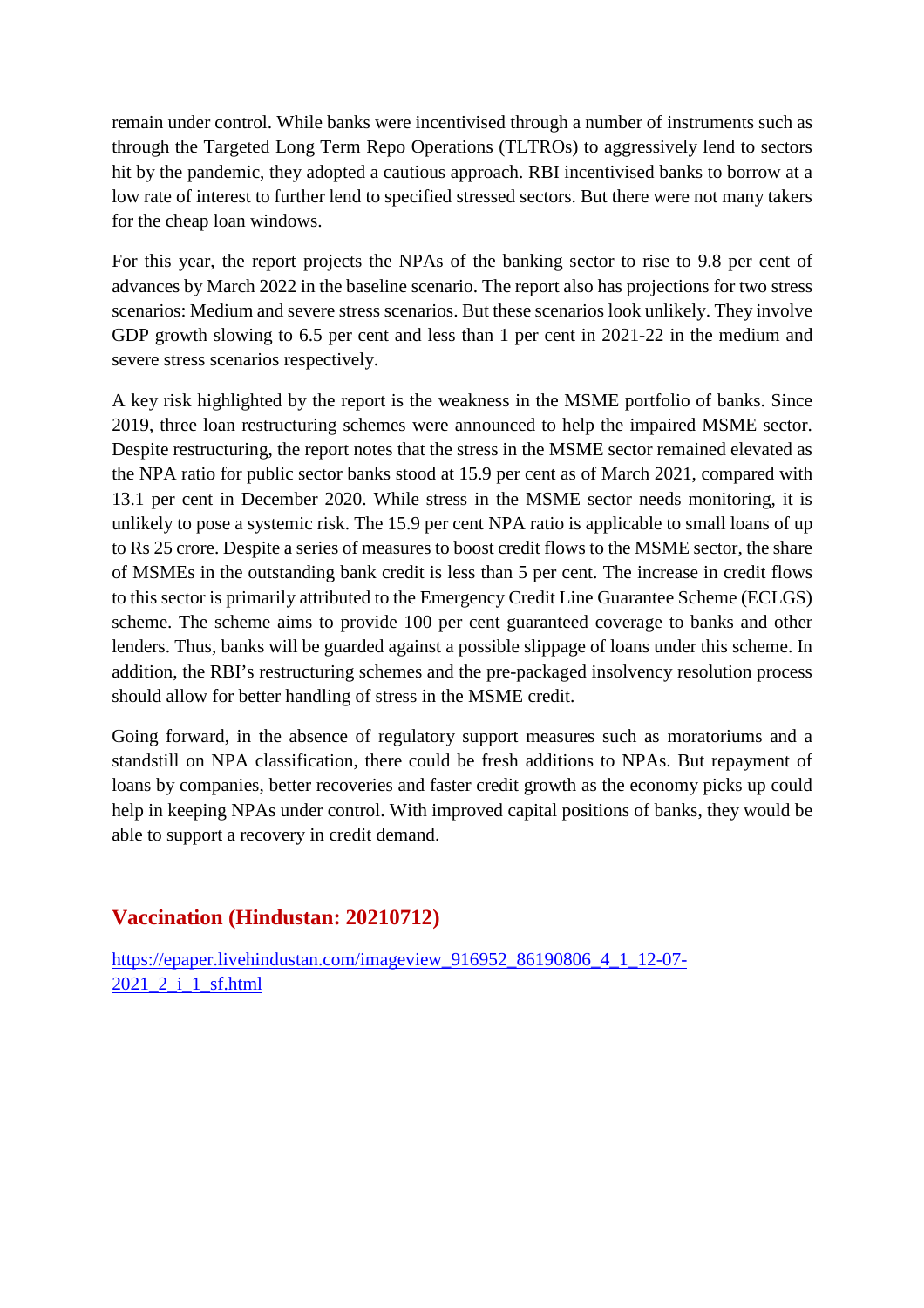remain under control. While banks were incentivised through a number of instruments such as through the Targeted Long Term Repo Operations (TLTROs) to aggressively lend to sectors hit by the pandemic, they adopted a cautious approach. RBI incentivised banks to borrow at a low rate of interest to further lend to specified stressed sectors. But there were not many takers for the cheap loan windows.

For this year, the report projects the NPAs of the banking sector to rise to 9.8 per cent of advances by March 2022 in the baseline scenario. The report also has projections for two stress scenarios: Medium and severe stress scenarios. But these scenarios look unlikely. They involve GDP growth slowing to 6.5 per cent and less than 1 per cent in 2021-22 in the medium and severe stress scenarios respectively.

A key risk highlighted by the report is the weakness in the MSME portfolio of banks. Since 2019, three loan restructuring schemes were announced to help the impaired MSME sector. Despite restructuring, the report notes that the stress in the MSME sector remained elevated as the NPA ratio for public sector banks stood at 15.9 per cent as of March 2021, compared with 13.1 per cent in December 2020. While stress in the MSME sector needs monitoring, it is unlikely to pose a systemic risk. The 15.9 per cent NPA ratio is applicable to small loans of up to Rs 25 crore. Despite a series of measures to boost credit flows to the MSME sector, the share of MSMEs in the outstanding bank credit is less than 5 per cent. The increase in credit flows to this sector is primarily attributed to the Emergency Credit Line Guarantee Scheme (ECLGS) scheme. The scheme aims to provide 100 per cent guaranteed coverage to banks and other lenders. Thus, banks will be guarded against a possible slippage of loans under this scheme. In addition, the RBI's restructuring schemes and the pre-packaged insolvency resolution process should allow for better handling of stress in the MSME credit.

Going forward, in the absence of regulatory support measures such as moratoriums and a standstill on NPA classification, there could be fresh additions to NPAs. But repayment of loans by companies, better recoveries and faster credit growth as the economy picks up could help in keeping NPAs under control. With improved capital positions of banks, they would be able to support a recovery in credit demand.

## Vaccination (Hindustan: 20210712)

[https://epaper.livehindustan.com/imageview_916952_86190806_4_1_12-07-2021_2_i_1_sf.html](https://epaper.livehindustan.com/imageview_916952_86190806_4_1_12-07-2021_2_i_1_sf.html)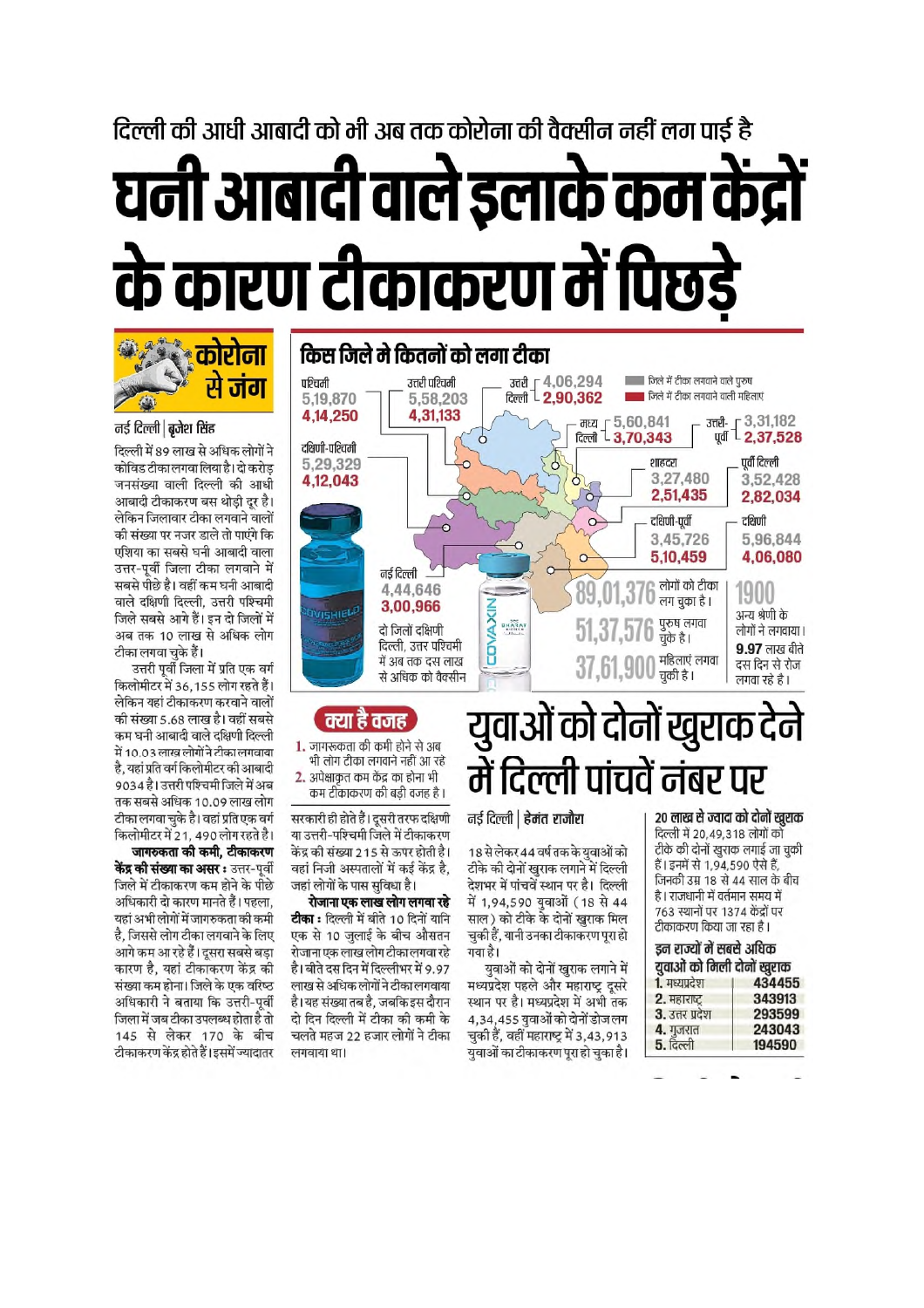दिल्ली की आधी आबादी को भी अब तक कोरोना की वैक्सीन नहीं लग पाई है

# घनी आबादी वाले इलाके कम केंद्रों के कारण टीकाकरण में पिछड़े

**कोरोना से जंग**

नई दिल्ली | बृजेश सिंह

दिल्ली में 89 लाख से अधिक लोगों ने कोविड टीका लगवा लिया है। दो करोड़ जनसंख्या वाली दिल्ली की आधी आबादी टीकाकरण बस थोड़ी दूर है। लेकिन जिलावार टीका लगवाने वालों की संख्या पर नजर डाले तो पाएंगे कि एशिया का सबसे घनी आबादी वाला उत्तर-पूर्वी जिला टीका लगवाने में सबसे पीछे है। वहीं कम घनी आबादी वाले दक्षिणी दिल्ली, उत्तरी पश्चिमी जिले सबसे आगे हैं। इन दो जिलों में अब तक 10 लाख से अधिक लोग टीका लगवा चुके हैं।

उत्तरी पूर्वी जिला में प्रति एक वर्ग किलोमीटर में 36,155 लोग रहते हैं। लेकिन यहां टीकाकरण करवाने वालों की संख्या 5.68 लाख है। वहीं सबसे कम घनी आबादी वाले दक्षिणी दिल्ली में 10.03 लाख लोगों ने टीका लगवाया है, यहां प्रति वर्ग किलोमीटर की आबादी 9034 है। उत्तरी पश्चिमी जिले में अब तक सबसे अधिक 10.09 लाख लोग टीका लगवा चुके है। वहां प्रति एक वर्ग किलोमीटर में 21, 490 लोग रहते है।

**जागरुकता की कमी, टीकाकरण केंद्र की संख्या का असर :** उत्तर-पूर्वी जिले में टीकाकरण कम होने के पीछे अधिकारी दो कारण मानते हैं। पहला, यहां अभी लोगों में जागरुकता की कमी है, जिससे लोग टीका लगवाने के लिए आगे कम आ रहे हैं। दूसरा सबसे बड़ा कारण है, यहां टीकाकरण केंद्र की संख्या कम होना। जिले के एक वरिष्ठ अधिकारी ने बताया कि उत्तरी-पूर्वी जिला में जब टीका उपलब्ध होता है तो 145 से लेकर 170 के बीच टीकाकरण केंद्र होते हैं। इसमें ज्यादातर सरकारी ही होते हैं। दूसरी तरफ दक्षिणी या उत्तरी-पश्चिमी जिले में टीकाकरण केंद्र की संख्या 215 से ऊपर होती है। वहां निजी अस्पतालों में कई केंद्र है, जहां लोगों के पास सुविधा है।

**रोजाना एक लाख लोग लगवा रहे टीका :** दिल्ली में बीते 10 दिनों यानि एक से 10 जुलाई के बीच औसतन रोजाना एक लाख लोग टीका लगवा रहे है। बीते दस दिन में दिल्लीभर में 9.97 लाख से अधिक लोगों ने टीका लगवाया है। यह संख्या तब है, जबकि इस दौरान दो दिन दिल्ली में टीका की कमी के चलते महज 22 हजार लोगों ने टीका लगवाया था।

## किस जिले मे कितनों को लगा टीका

■ जिले में टीका लगवाने वाले पुरुष
■ जिले में टीका लगवाने वाली महिलाएं

| जिला | पुरुष | महिलाएं |
|---|---|---|
| पश्चिमी | 5,19,870 | 4,14,250 |
| उत्तरी पश्चिमी | 5,58,203 | 4,31,133 |
| उत्तरी दिल्ली | 4,06,294 | 2,90,362 |
| मध्य दिल्ली | 5,60,841 | 3,70,343 |
| उत्तरी-पूर्वी | 3,31,182 | 2,37,528 |
| दक्षिणी-पश्चिमी | 5,29,329 | 4,12,043 |
| शाहदरा | 3,27,480 | 2,51,435 |
| पूर्वी दिल्ली | 3,52,428 | 2,82,034 |
| दक्षिणी-पूर्वी | 3,45,726 | 5,10,459 |
| दक्षिणी | 5,96,844 | 4,06,080 |
| नई दिल्ली | 4,44,646 | 3,00,966 |

दो जिलों दक्षिणी दिल्ली, उत्तर पश्चिमी में अब तक दस लाख से अधिक को वैक्सीन

89,01,376 लोगों को टीका लग चुका है।

51,37,576 पुरुष लगवा चुके है।

37,61,900 महिलाएं लगवा चुकी है।

1900 अन्य श्रेणी के लोगों ने लगवाया।

9.97 लाख बीते दस दिन से रोज लगवा रहे है।

**क्या है वजह**

1. जागरुकता की कमी होने से अब भी लोग टीका लगवाने नहीं आ रहे
2. अपेक्षाकृत कम केंद्र का होना भी कम टीकाकरण की बड़ी वजह है।

## युवाओं को दोनों खुराक देने में दिल्ली पांचवें नंबर पर

नई दिल्ली | हेमंत राजौरा

18 से लेकर 44 वर्ष तक के युवाओं को टीके की दोनों खुराक लगाने में दिल्ली देशभर में पांचवें स्थान पर है। दिल्ली में 1,94,590 युवाओं (18 से 44 साल) को टीके के दोनों खुराक मिल चुकी हैं, यानी उनका टीकाकरण पूरा हो गया है।

युवाओं को दोनों खुराक लगाने में मध्यप्रदेश पहले और महाराष्ट्र दूसरे स्थान पर है। मध्यप्रदेश में अभी तक 4,34,455 युवाओं को दोनों डोज लग चुकी हैं, वहीं महाराष्ट्र में 3,43,913 युवाओं का टीकाकरण पूरा हो चुका है।

**20 लाख से ज्यादा को दोनों खुराक**

दिल्ली में 20,49,318 लोगों को टीके की दोनों खुराक लगाई जा चुकी है। इनमें से 1,94,590 ऐसे हैं, जिनकी उम्र 18 से 44 साल के बीच है। राजधानी में वर्तमान समय में 763 स्थानों पर 1374 केंद्रों पर टीकाकरण किया जा रहा है।

**इन राज्यों में सबसे अधिक युवाओं को मिली दोनों खुराक**

| राज्य | संख्या |
|---|---|
| 1. मध्यप्रदेश | 434455 |
| 2. महाराष्ट्र | 343913 |
| 3. उत्तर प्रदेश | 293599 |
| 4. गुजरात | 243043 |
| 5. दिल्ली | 194590 |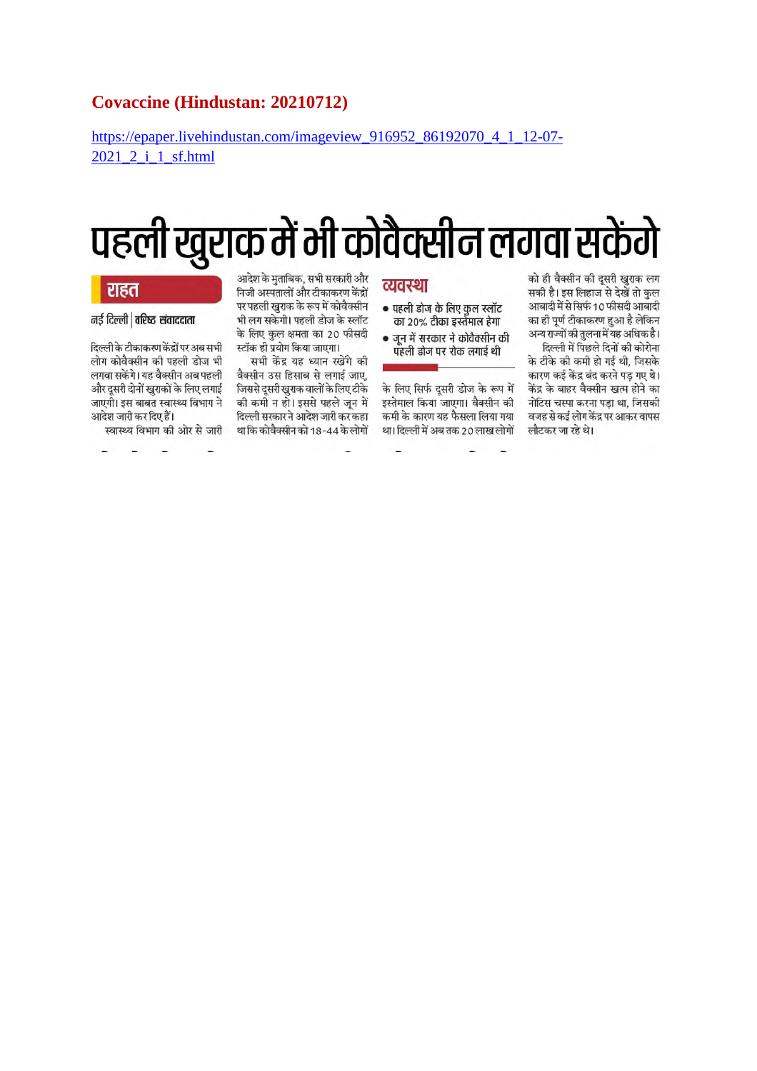**Covaccine (Hindustan: 20210712)**

https://epaper.livehindustan.com/imageview_916952_86192070_4_1_12-07-2021_2_i_1_sf.html

# पहली खुराक में भी कोवैक्सीन लगवा सकेंगे

**राहत**

नई दिल्ली | वरिष्ठ संवाददाता

दिल्ली के टीकाकरण केंद्रों पर अब सभी लोग कोवैक्सीन की पहली डोज भी लगवा सकेंगे। यह वैक्सीन अब पहली और दूसरी दोनों खुराकों के लिए लगाई जाएगी। इस बाबत स्वास्थ्य विभाग ने आदेश जारी कर दिए हैं।

स्वास्थ्य विभाग की ओर से जारी आदेश के मुताबिक, सभी सरकारी और निजी अस्पतालों और टीकाकरण केंद्रों पर पहली खुराक के रूप में कोवैक्सीन भी लग सकेगी। पहली डोज के स्लॉट के लिए कुल क्षमता का 20 फीसदी स्टॉक ही प्रयोग किया जाएगा।

सभी केंद्र यह ध्यान रखेंगे की वैक्सीन उस हिसाब से लगाई जाए, जिससे दूसरी खुराक वालों के लिए टीके की कमी न हो। इससे पहले जून में दिल्ली सरकार ने आदेश जारी कर कहा था कि कोवैक्सीन को 18-44 के लोगों के लिए सिर्फ दूसरी डोज के रूप में इस्तेमाल किया जाएगा। वैक्सीन की कमी के कारण यह फैसला लिया गया था। दिल्ली में अब तक 20 लाख लोगों को ही वैक्सीन की दूसरी खुराक लग सकी है। इस लिहाज से देखें तो कुल आबादी में से सिर्फ 10 फीसदी आबादी का ही पूर्ण टीकाकरण हुआ है लेकिन अन्य राज्यों की तुलना में यह अधिक है।

दिल्ली में पिछले दिनों की कोरोना के टीके की कमी हो गई थी, जिसके कारण कई केंद्र बंद करने पड़ गए थे। केंद्र के बाहर वैक्सीन खत्म होने का नोटिस चस्पा करना पड़ा था, जिसकी वजह से कई लोग केंद्र पर आकर वापस लौटकर जा रहे थे।

**व्यवस्था**

- पहली डोज के लिए कुल स्लॉट का 20% टीका इस्तेमाल होगा
- जून में सरकार ने कोवैक्सीन की पहली डोज पर रोक लगाई थी